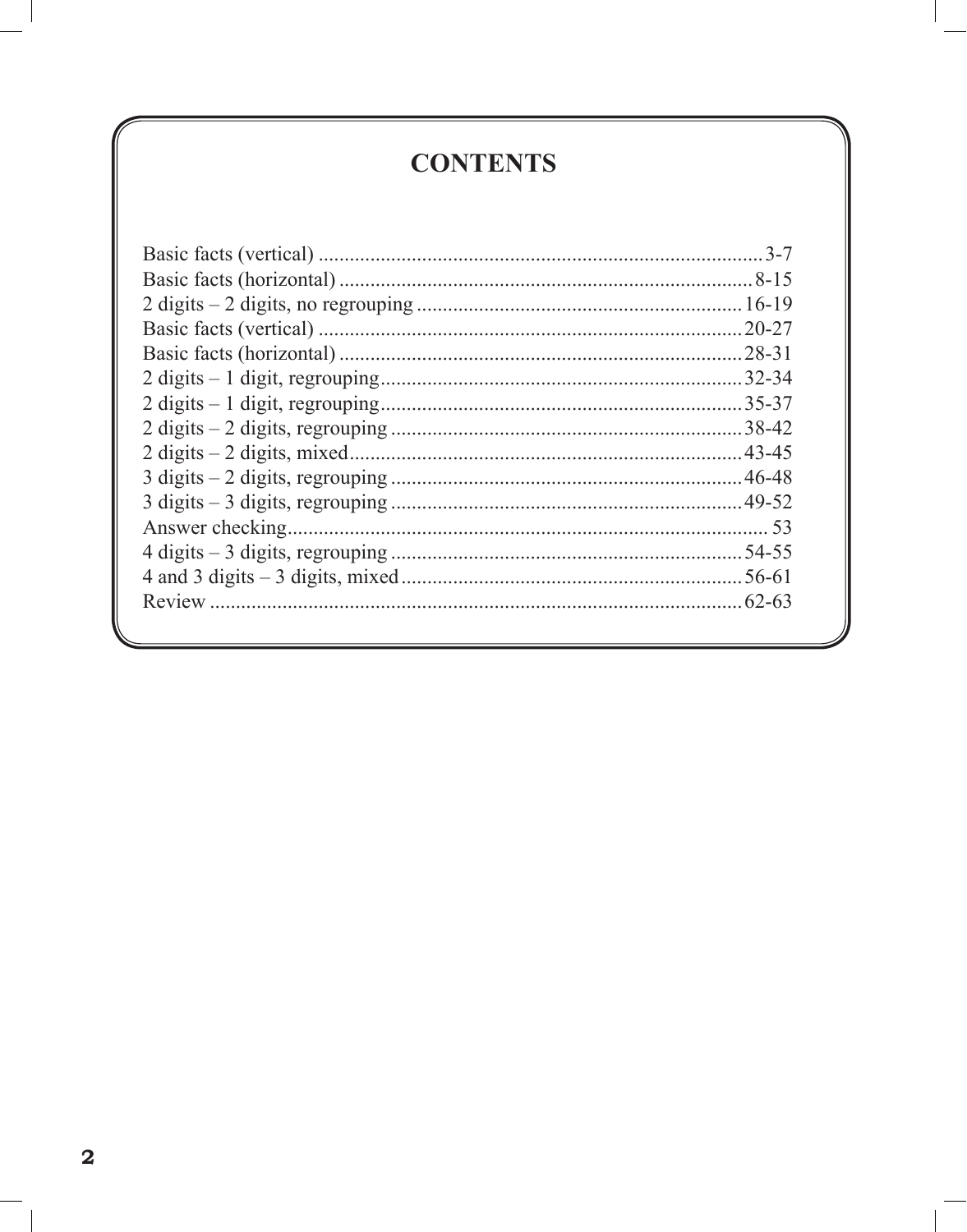# CONTENTS

| | |
|---|---|
| Basic facts (vertical) | 3-7 |
| Basic facts (horizontal) | 8-15 |
| 2 digits – 2 digits, no regrouping | 16-19 |
| Basic facts (vertical) | 20-27 |
| Basic facts (horizontal) | 28-31 |
| 2 digits – 1 digit, regrouping | 32-34 |
| 2 digits – 1 digit, regrouping | 35-37 |
| 2 digits – 2 digits, regrouping | 38-42 |
| 2 digits – 2 digits, mixed | 43-45 |
| 3 digits – 2 digits, regrouping | 46-48 |
| 3 digits – 3 digits, regrouping | 49-52 |
| Answer checking | 53 |
| 4 digits – 3 digits, regrouping | 54-55 |
| 4 and 3 digits – 3 digits, mixed | 56-61 |
| Review | 62-63 |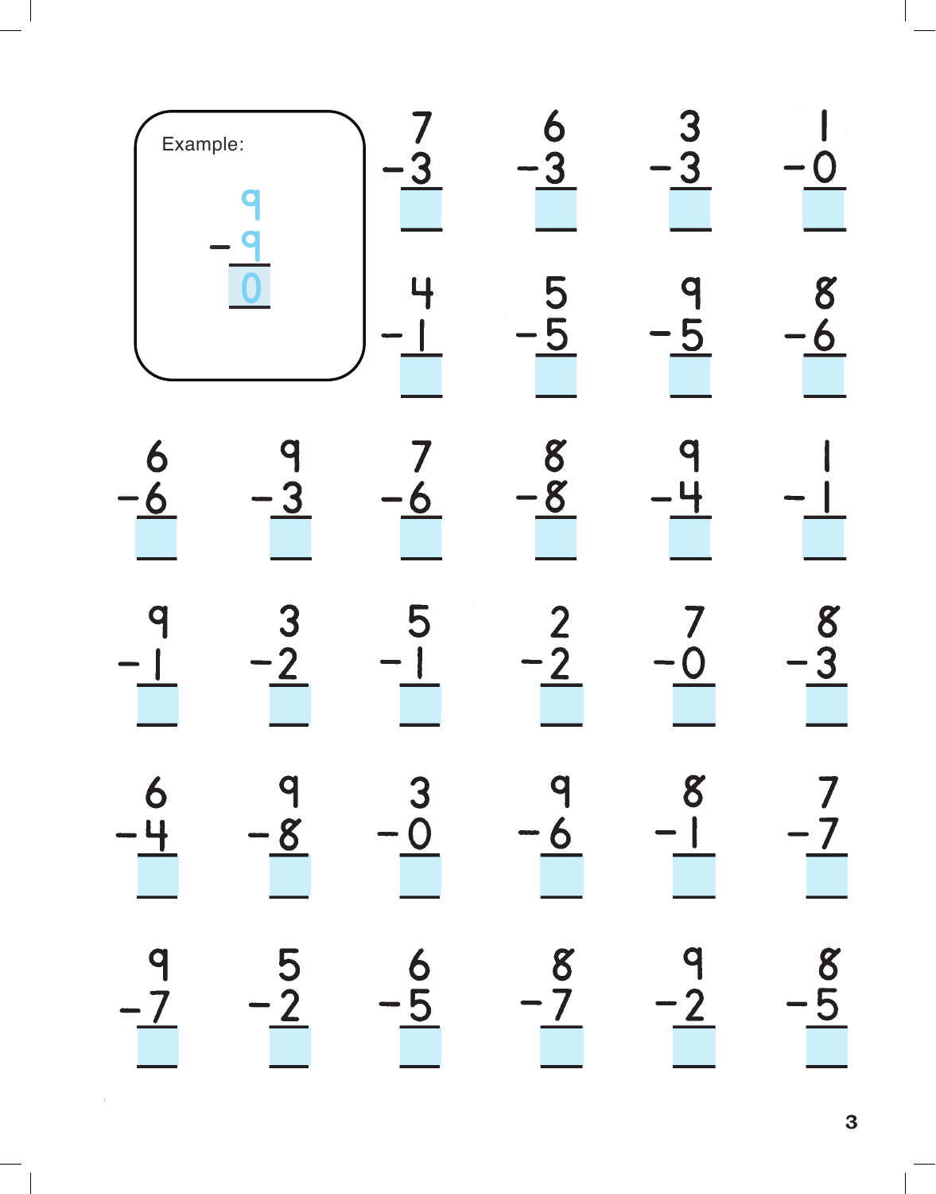Example:

$$\begin{array}{r} 9 \\ -\ 9 \\ \hline 0 \end{array}$$

$$\begin{array}{r} 7 \\ -\ 3 \\ \hline \end{array} \quad \begin{array}{r} 6 \\ -\ 3 \\ \hline \end{array} \quad \begin{array}{r} 3 \\ -\ 3 \\ \hline \end{array} \quad \begin{array}{r} 1 \\ -\ 0 \\ \hline \end{array}$$

$$\begin{array}{r} 4 \\ -\ 1 \\ \hline \end{array} \quad \begin{array}{r} 5 \\ -\ 5 \\ \hline \end{array} \quad \begin{array}{r} 9 \\ -\ 5 \\ \hline \end{array} \quad \begin{array}{r} 8 \\ -\ 6 \\ \hline \end{array}$$

$$\begin{array}{r} 6 \\ -\ 6 \\ \hline \end{array} \quad \begin{array}{r} 9 \\ -\ 3 \\ \hline \end{array} \quad \begin{array}{r} 7 \\ -\ 6 \\ \hline \end{array} \quad \begin{array}{r} 8 \\ -\ 8 \\ \hline \end{array} \quad \begin{array}{r} 9 \\ -\ 4 \\ \hline \end{array} \quad \begin{array}{r} 1 \\ -\ 1 \\ \hline \end{array}$$

$$\begin{array}{r} 9 \\ -\ 1 \\ \hline \end{array} \quad \begin{array}{r} 3 \\ -\ 2 \\ \hline \end{array} \quad \begin{array}{r} 5 \\ -\ 1 \\ \hline \end{array} \quad \begin{array}{r} 2 \\ -\ 2 \\ \hline \end{array} \quad \begin{array}{r} 7 \\ -\ 0 \\ \hline \end{array} \quad \begin{array}{r} 8 \\ -\ 3 \\ \hline \end{array}$$

$$\begin{array}{r} 6 \\ -\ 4 \\ \hline \end{array} \quad \begin{array}{r} 9 \\ -\ 8 \\ \hline \end{array} \quad \begin{array}{r} 3 \\ -\ 0 \\ \hline \end{array} \quad \begin{array}{r} 9 \\ -\ 6 \\ \hline \end{array} \quad \begin{array}{r} 8 \\ -\ 1 \\ \hline \end{array} \quad \begin{array}{r} 7 \\ -\ 7 \\ \hline \end{array}$$

$$\begin{array}{r} 9 \\ -\ 7 \\ \hline \end{array} \quad \begin{array}{r} 5 \\ -\ 2 \\ \hline \end{array} \quad \begin{array}{r} 6 \\ -\ 5 \\ \hline \end{array} \quad \begin{array}{r} 8 \\ -\ 7 \\ \hline \end{array} \quad \begin{array}{r} 9 \\ -\ 2 \\ \hline \end{array} \quad \begin{array}{r} 8 \\ -\ 5 \\ \hline \end{array}$$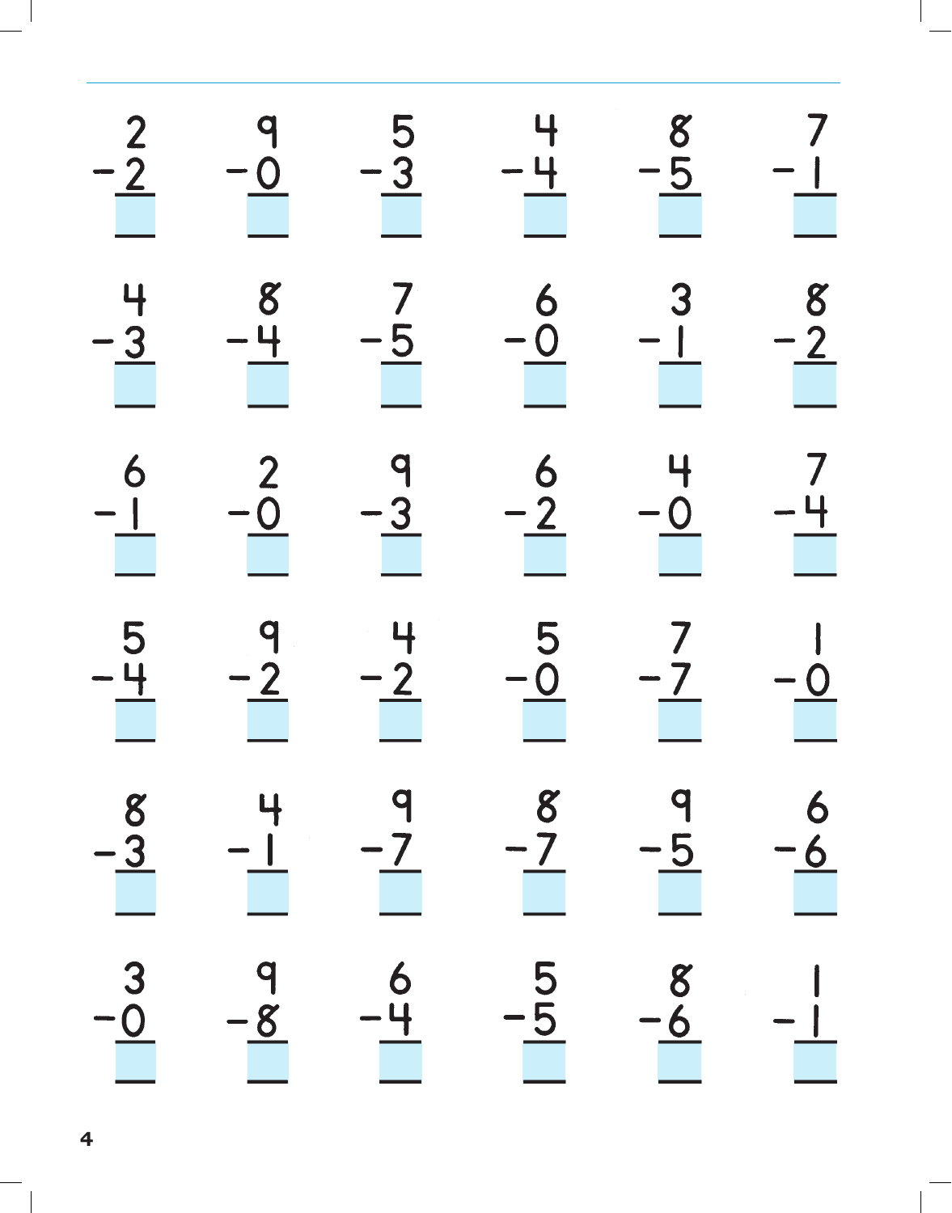| | | | | | |
|---|---|---|---|---|---|
| $2 - 2 =$ ___ | $9 - 0 =$ ___ | $5 - 3 =$ ___ | $4 - 4 =$ ___ | $8 - 5 =$ ___ | $7 - 1 =$ ___ |
| $4 - 3 =$ ___ | $8 - 4 =$ ___ | $7 - 5 =$ ___ | $6 - 0 =$ ___ | $3 - 1 =$ ___ | $8 - 2 =$ ___ |
| $6 - 1 =$ ___ | $2 - 0 =$ ___ | $9 - 3 =$ ___ | $6 - 2 =$ ___ | $4 - 0 =$ ___ | $7 - 4 =$ ___ |
| $5 - 4 =$ ___ | $9 - 2 =$ ___ | $4 - 2 =$ ___ | $5 - 0 =$ ___ | $7 - 7 =$ ___ | $1 - 0 =$ ___ |
| $8 - 3 =$ ___ | $4 - 1 =$ ___ | $9 - 7 =$ ___ | $8 - 7 =$ ___ | $9 - 5 =$ ___ | $6 - 6 =$ ___ |
| $3 - 0 =$ ___ | $9 - 8 =$ ___ | $6 - 4 =$ ___ | $5 - 5 =$ ___ | $8 - 6 =$ ___ | $1 - 1 =$ ___ |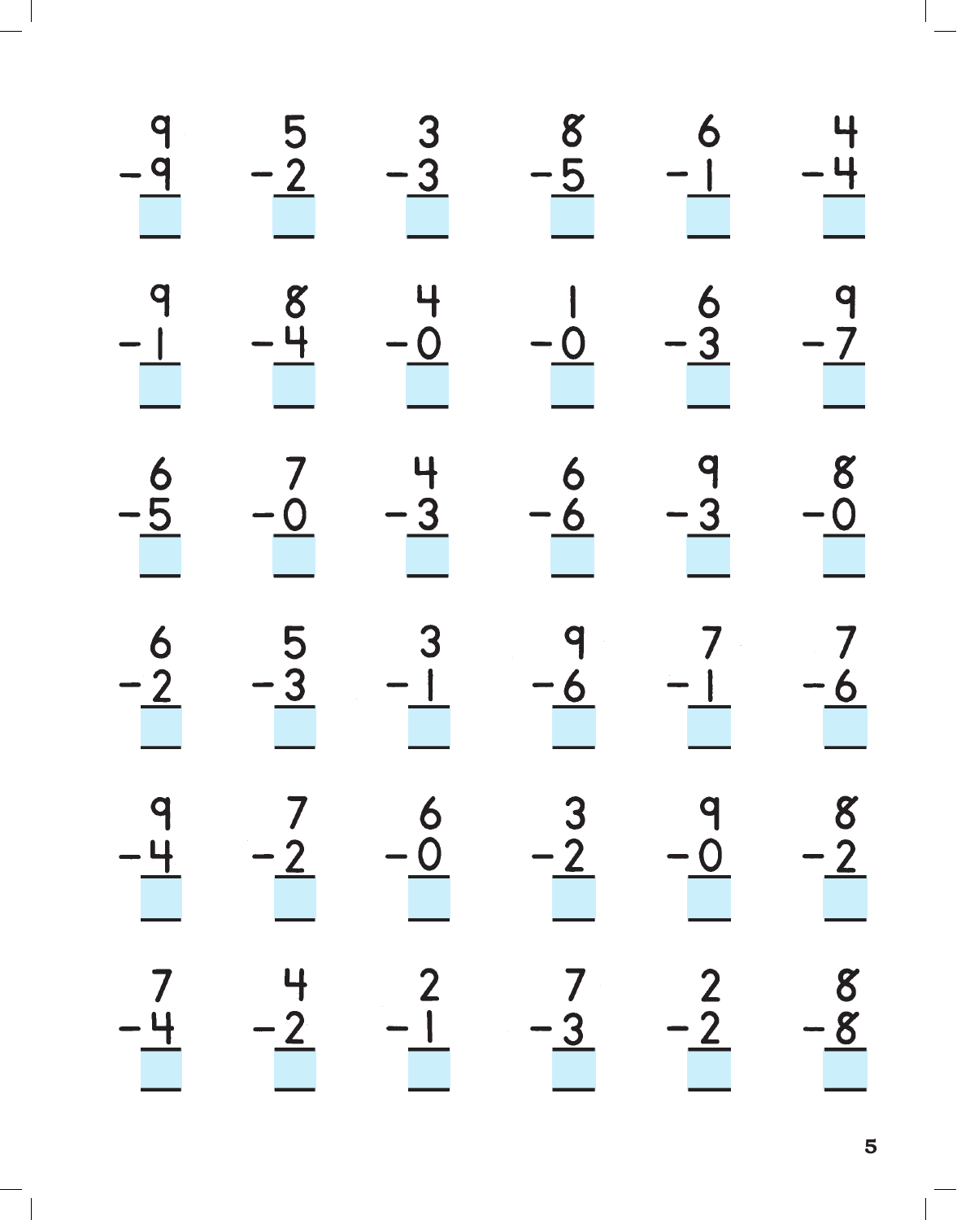$$\begin{array}{r} 9 \\ -9 \\ \hline \end{array} \quad \begin{array}{r} 5 \\ -2 \\ \hline \end{array} \quad \begin{array}{r} 3 \\ -3 \\ \hline \end{array} \quad \begin{array}{r} 8 \\ -5 \\ \hline \end{array} \quad \begin{array}{r} 6 \\ -1 \\ \hline \end{array} \quad \begin{array}{r} 4 \\ -4 \\ \hline \end{array}$$

$$\begin{array}{r} 9 \\ -1 \\ \hline \end{array} \quad \begin{array}{r} 8 \\ -4 \\ \hline \end{array} \quad \begin{array}{r} 4 \\ -0 \\ \hline \end{array} \quad \begin{array}{r} 1 \\ -0 \\ \hline \end{array} \quad \begin{array}{r} 6 \\ -3 \\ \hline \end{array} \quad \begin{array}{r} 9 \\ -7 \\ \hline \end{array}$$

$$\begin{array}{r} 6 \\ -5 \\ \hline \end{array} \quad \begin{array}{r} 7 \\ -0 \\ \hline \end{array} \quad \begin{array}{r} 4 \\ -3 \\ \hline \end{array} \quad \begin{array}{r} 6 \\ -6 \\ \hline \end{array} \quad \begin{array}{r} 9 \\ -3 \\ \hline \end{array} \quad \begin{array}{r} 8 \\ -0 \\ \hline \end{array}$$

$$\begin{array}{r} 6 \\ -2 \\ \hline \end{array} \quad \begin{array}{r} 5 \\ -3 \\ \hline \end{array} \quad \begin{array}{r} 3 \\ -1 \\ \hline \end{array} \quad \begin{array}{r} 9 \\ -6 \\ \hline \end{array} \quad \begin{array}{r} 7 \\ -1 \\ \hline \end{array} \quad \begin{array}{r} 7 \\ -6 \\ \hline \end{array}$$

$$\begin{array}{r} 9 \\ -4 \\ \hline \end{array} \quad \begin{array}{r} 7 \\ -2 \\ \hline \end{array} \quad \begin{array}{r} 6 \\ -0 \\ \hline \end{array} \quad \begin{array}{r} 3 \\ -2 \\ \hline \end{array} \quad \begin{array}{r} 9 \\ -0 \\ \hline \end{array} \quad \begin{array}{r} 8 \\ -2 \\ \hline \end{array}$$

$$\begin{array}{r} 7 \\ -4 \\ \hline \end{array} \quad \begin{array}{r} 4 \\ -2 \\ \hline \end{array} \quad \begin{array}{r} 2 \\ -1 \\ \hline \end{array} \quad \begin{array}{r} 7 \\ -3 \\ \hline \end{array} \quad \begin{array}{r} 2 \\ -2 \\ \hline \end{array} \quad \begin{array}{r} 8 \\ -8 \\ \hline \end{array}$$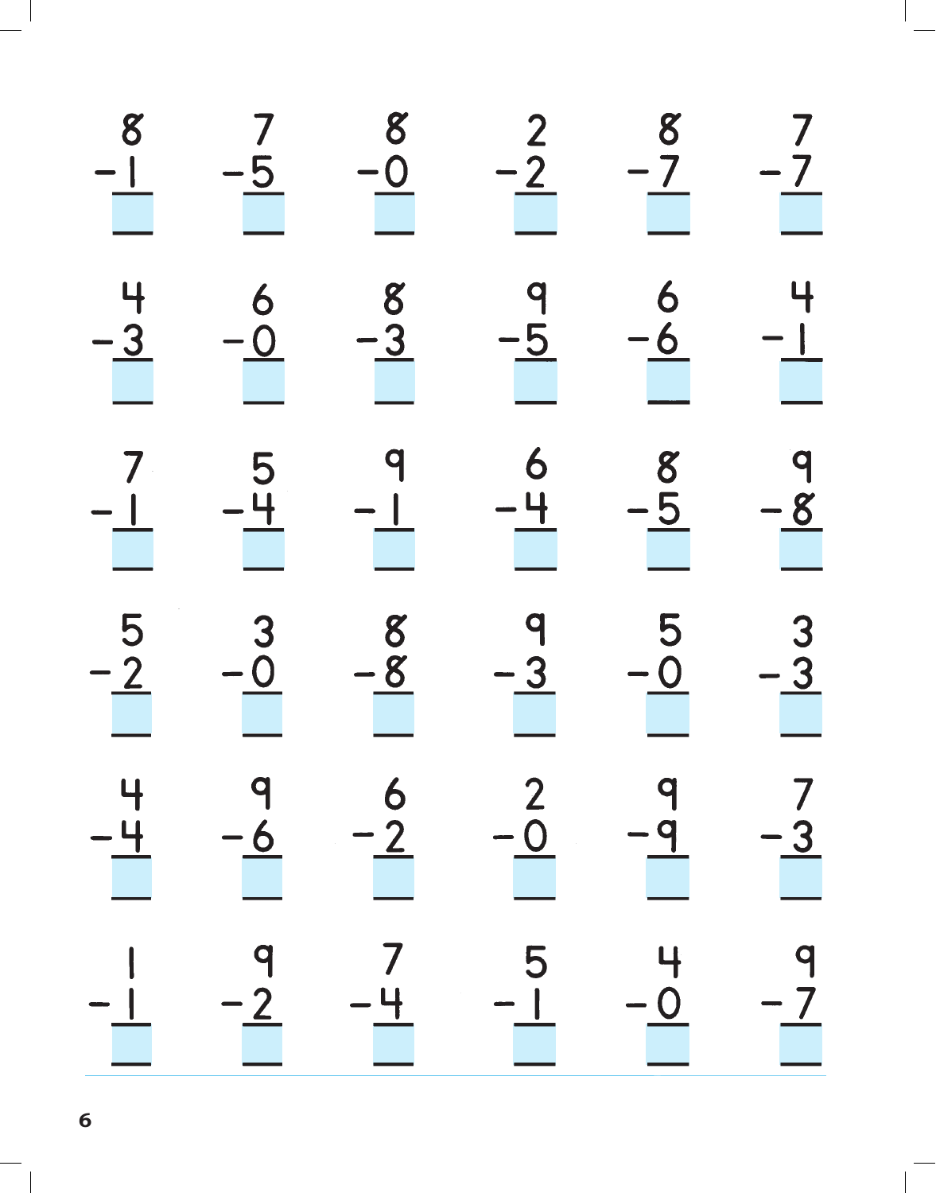| | | | | | |
|---|---|---|---|---|---|
| $8 - 1 =$ ___ | $7 - 5 =$ ___ | $8 - 0 =$ ___ | $2 - 2 =$ ___ | $8 - 7 =$ ___ | $7 - 7 =$ ___ |
| $4 - 3 =$ ___ | $6 - 0 =$ ___ | $8 - 3 =$ ___ | $9 - 5 =$ ___ | $6 - 6 =$ ___ | $4 - 1 =$ ___ |
| $7 - 1 =$ ___ | $5 - 4 =$ ___ | $9 - 1 =$ ___ | $6 - 4 =$ ___ | $8 - 5 =$ ___ | $9 - 8 =$ ___ |
| $5 - 2 =$ ___ | $3 - 0 =$ ___ | $8 - 8 =$ ___ | $9 - 3 =$ ___ | $5 - 0 =$ ___ | $3 - 3 =$ ___ |
| $4 - 4 =$ ___ | $9 - 6 =$ ___ | $6 - 2 =$ ___ | $2 - 0 =$ ___ | $9 - 9 =$ ___ | $7 - 3 =$ ___ |
| $1 - 1 =$ ___ | $9 - 2 =$ ___ | $7 - 4 =$ ___ | $5 - 1 =$ ___ | $4 - 0 =$ ___ | $9 - 7 =$ ___ |